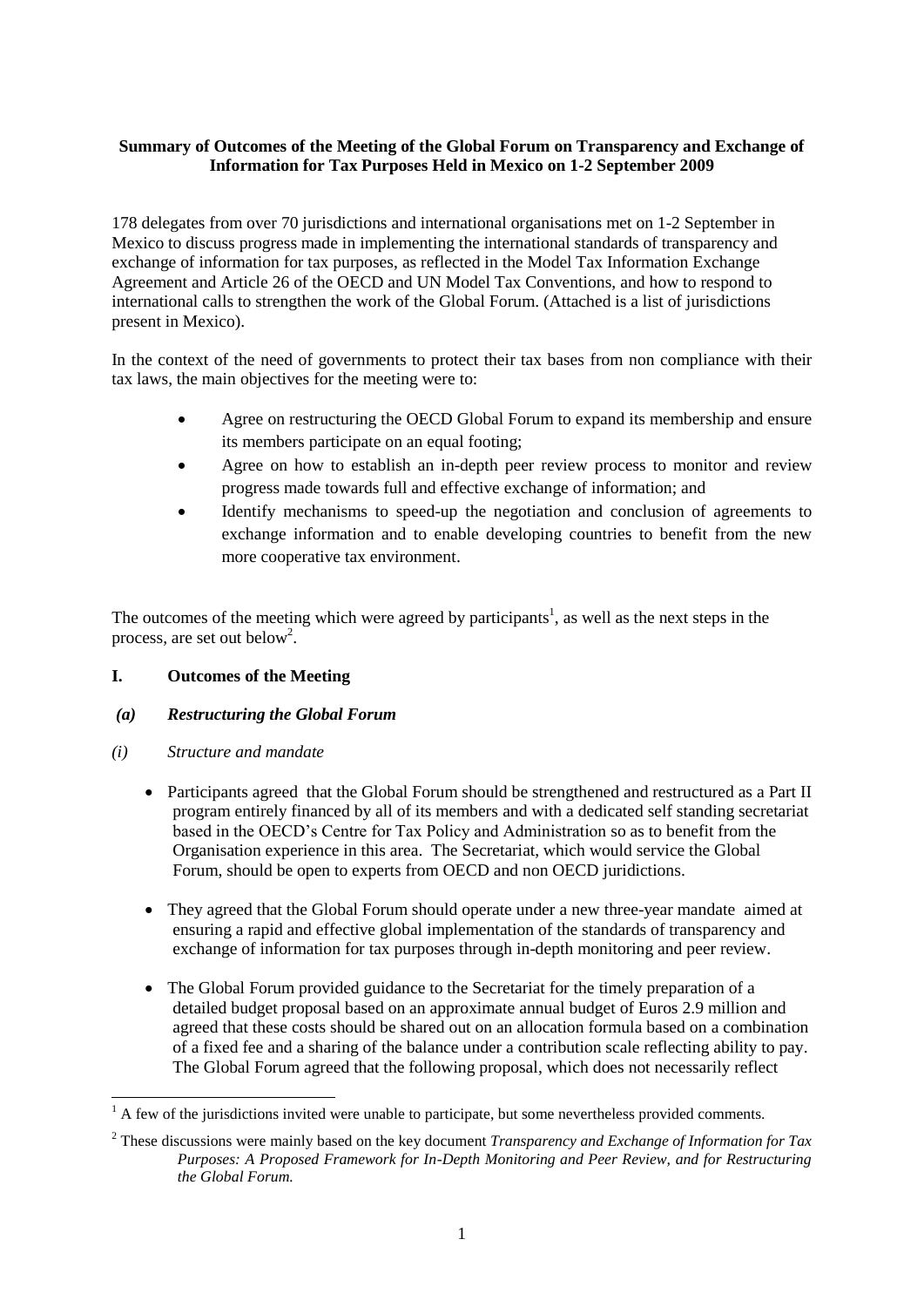**Summary of Outcomes of the Meeting of the Global Forum on Transparency and Exchange of Information for Tax Purposes Held in Mexico on 1-2 September 2009**

178 delegates from over 70 jurisdictions and international organisations met on 1-2 September in Mexico to discuss progress made in implementing the international standards of transparency and exchange of information for tax purposes, as reflected in the Model Tax Information Exchange Agreement and Article 26 of the OECD and UN Model Tax Conventions, and how to respond to international calls to strengthen the work of the Global Forum. (Attached is a list of jurisdictions present in Mexico).

In the context of the need of governments to protect their tax bases from non compliance with their tax laws, the main objectives for the meeting were to:

- Agree on restructuring the OECD Global Forum to expand its membership and ensure its members participate on an equal footing;
- Agree on how to establish an in-depth peer review process to monitor and review progress made towards full and effective exchange of information; and
- Identify mechanisms to speed-up the negotiation and conclusion of agreements to exchange information and to enable developing countries to benefit from the new more cooperative tax environment.

The outcomes of the meeting which were agreed by participants[1], as well as the next steps in the process, are set out below[2].

## I. Outcomes of the Meeting

### *(a) Restructuring the Global Forum*

*(i) Structure and mandate*

- Participants agreed that the Global Forum should be strengthened and restructured as a Part II program entirely financed by all of its members and with a dedicated self standing secretariat based in the OECD's Centre for Tax Policy and Administration so as to benefit from the Organisation experience in this area. The Secretariat, which would service the Global Forum, should be open to experts from OECD and non OECD juridictions.
- They agreed that the Global Forum should operate under a new three-year mandate aimed at ensuring a rapid and effective global implementation of the standards of transparency and exchange of information for tax purposes through in-depth monitoring and peer review.
- The Global Forum provided guidance to the Secretariat for the timely preparation of a detailed budget proposal based on an approximate annual budget of Euros 2.9 million and agreed that these costs should be shared out on an allocation formula based on a combination of a fixed fee and a sharing of the balance under a contribution scale reflecting ability to pay. The Global Forum agreed that the following proposal, which does not necessarily reflect

[1] A few of the jurisdictions invited were unable to participate, but some nevertheless provided comments.

[2] These discussions were mainly based on the key document *Transparency and Exchange of Information for Tax Purposes: A Proposed Framework for In-Depth Monitoring and Peer Review, and for Restructuring the Global Forum.*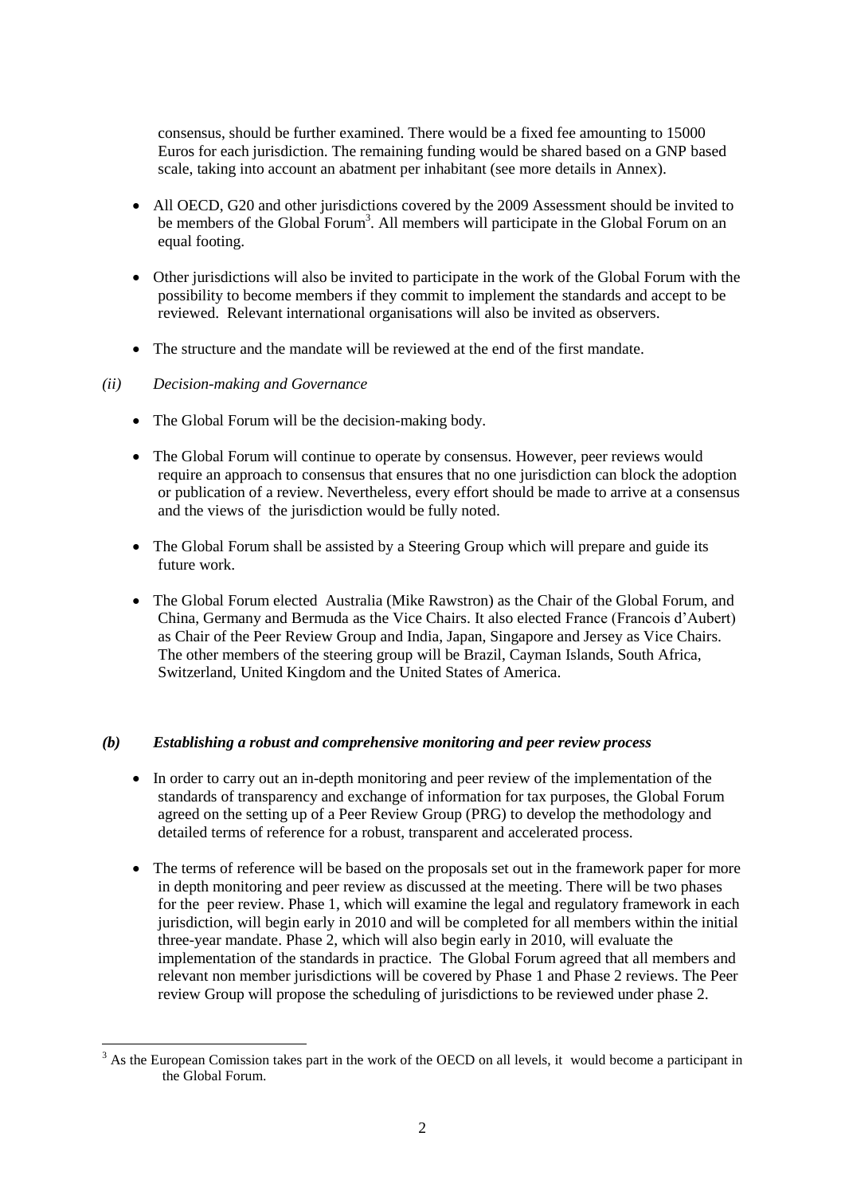consensus, should be further examined. There would be a fixed fee amounting to 15000 Euros for each jurisdiction. The remaining funding would be shared based on a GNP based scale, taking into account an abatment per inhabitant (see more details in Annex).

- All OECD, G20 and other jurisdictions covered by the 2009 Assessment should be invited to be members of the Global Forum[3]. All members will participate in the Global Forum on an equal footing.
- Other jurisdictions will also be invited to participate in the work of the Global Forum with the possibility to become members if they commit to implement the standards and accept to be reviewed. Relevant international organisations will also be invited as observers.
- The structure and the mandate will be reviewed at the end of the first mandate.

*(ii) Decision-making and Governance*

- The Global Forum will be the decision-making body.
- The Global Forum will continue to operate by consensus. However, peer reviews would require an approach to consensus that ensures that no one jurisdiction can block the adoption or publication of a review. Nevertheless, every effort should be made to arrive at a consensus and the views of the jurisdiction would be fully noted.
- The Global Forum shall be assisted by a Steering Group which will prepare and guide its future work.
- The Global Forum elected Australia (Mike Rawstron) as the Chair of the Global Forum, and China, Germany and Bermuda as the Vice Chairs. It also elected France (Francois d'Aubert) as Chair of the Peer Review Group and India, Japan, Singapore and Jersey as Vice Chairs. The other members of the steering group will be Brazil, Cayman Islands, South Africa, Switzerland, United Kingdom and the United States of America.

***(b) Establishing a robust and comprehensive monitoring and peer review process***

- In order to carry out an in-depth monitoring and peer review of the implementation of the standards of transparency and exchange of information for tax purposes, the Global Forum agreed on the setting up of a Peer Review Group (PRG) to develop the methodology and detailed terms of reference for a robust, transparent and accelerated process.
- The terms of reference will be based on the proposals set out in the framework paper for more in depth monitoring and peer review as discussed at the meeting. There will be two phases for the peer review. Phase 1, which will examine the legal and regulatory framework in each jurisdiction, will begin early in 2010 and will be completed for all members within the initial three-year mandate. Phase 2, which will also begin early in 2010, will evaluate the implementation of the standards in practice. The Global Forum agreed that all members and relevant non member jurisdictions will be covered by Phase 1 and Phase 2 reviews. The Peer review Group will propose the scheduling of jurisdictions to be reviewed under phase 2.

[3] As the European Comission takes part in the work of the OECD on all levels, it would become a participant in the Global Forum.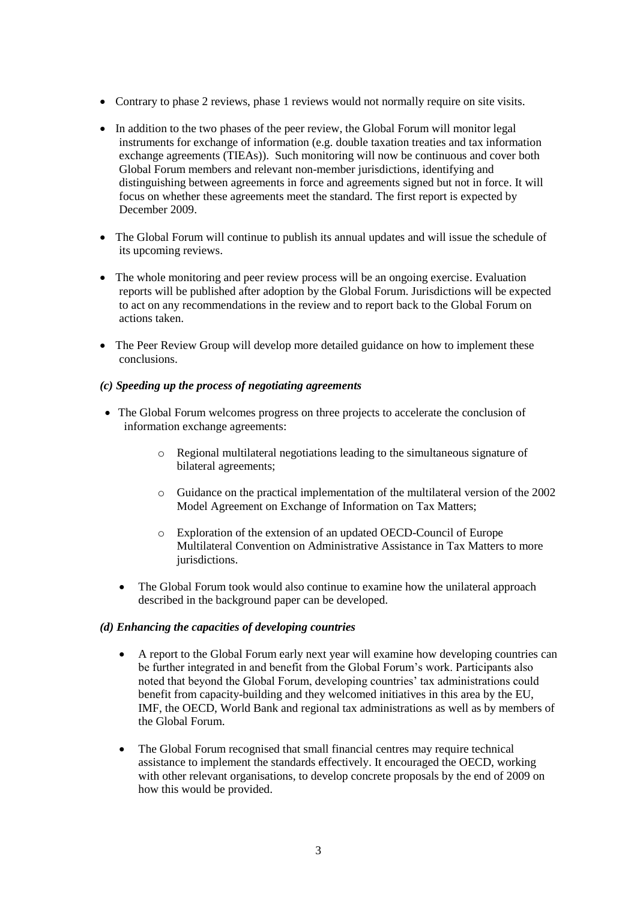- Contrary to phase 2 reviews, phase 1 reviews would not normally require on site visits.
- In addition to the two phases of the peer review, the Global Forum will monitor legal instruments for exchange of information (e.g. double taxation treaties and tax information exchange agreements (TIEAs)). Such monitoring will now be continuous and cover both Global Forum members and relevant non-member jurisdictions, identifying and distinguishing between agreements in force and agreements signed but not in force. It will focus on whether these agreements meet the standard. The first report is expected by December 2009.
- The Global Forum will continue to publish its annual updates and will issue the schedule of its upcoming reviews.
- The whole monitoring and peer review process will be an ongoing exercise. Evaluation reports will be published after adoption by the Global Forum. Jurisdictions will be expected to act on any recommendations in the review and to report back to the Global Forum on actions taken.
- The Peer Review Group will develop more detailed guidance on how to implement these conclusions.

***(c) Speeding up the process of negotiating agreements***

- The Global Forum welcomes progress on three projects to accelerate the conclusion of information exchange agreements:
  - Regional multilateral negotiations leading to the simultaneous signature of bilateral agreements;
  - Guidance on the practical implementation of the multilateral version of the 2002 Model Agreement on Exchange of Information on Tax Matters;
  - Exploration of the extension of an updated OECD-Council of Europe Multilateral Convention on Administrative Assistance in Tax Matters to more jurisdictions.
- The Global Forum took would also continue to examine how the unilateral approach described in the background paper can be developed.

***(d) Enhancing the capacities of developing countries***

- A report to the Global Forum early next year will examine how developing countries can be further integrated in and benefit from the Global Forum's work. Participants also noted that beyond the Global Forum, developing countries' tax administrations could benefit from capacity-building and they welcomed initiatives in this area by the EU, IMF, the OECD, World Bank and regional tax administrations as well as by members of the Global Forum.
- The Global Forum recognised that small financial centres may require technical assistance to implement the standards effectively. It encouraged the OECD, working with other relevant organisations, to develop concrete proposals by the end of 2009 on how this would be provided.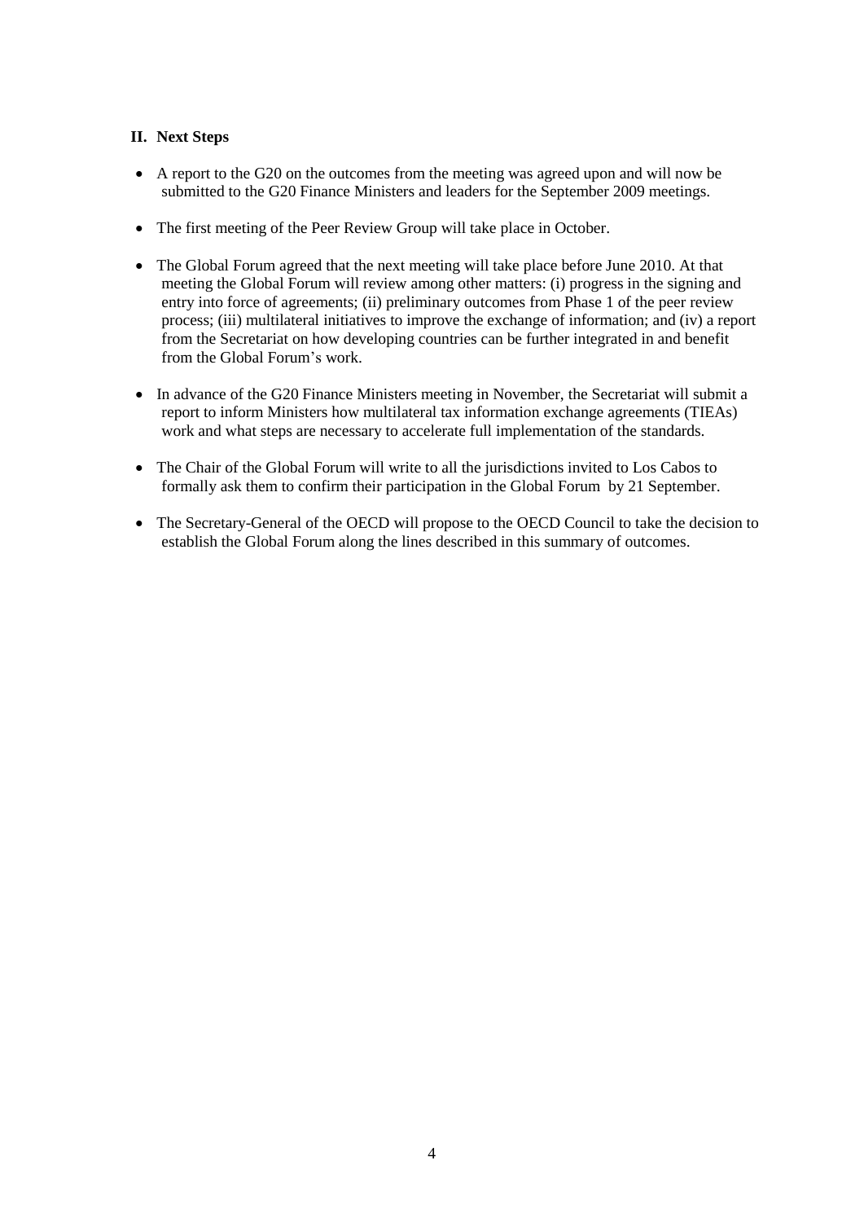## II. Next Steps

- A report to the G20 on the outcomes from the meeting was agreed upon and will now be submitted to the G20 Finance Ministers and leaders for the September 2009 meetings.

- The first meeting of the Peer Review Group will take place in October.

- The Global Forum agreed that the next meeting will take place before June 2010. At that meeting the Global Forum will review among other matters: (i) progress in the signing and entry into force of agreements; (ii) preliminary outcomes from Phase 1 of the peer review process; (iii) multilateral initiatives to improve the exchange of information; and (iv) a report from the Secretariat on how developing countries can be further integrated in and benefit from the Global Forum's work.

- In advance of the G20 Finance Ministers meeting in November, the Secretariat will submit a report to inform Ministers how multilateral tax information exchange agreements (TIEAs) work and what steps are necessary to accelerate full implementation of the standards.

- The Chair of the Global Forum will write to all the jurisdictions invited to Los Cabos to formally ask them to confirm their participation in the Global Forum by 21 September.

- The Secretary-General of the OECD will propose to the OECD Council to take the decision to establish the Global Forum along the lines described in this summary of outcomes.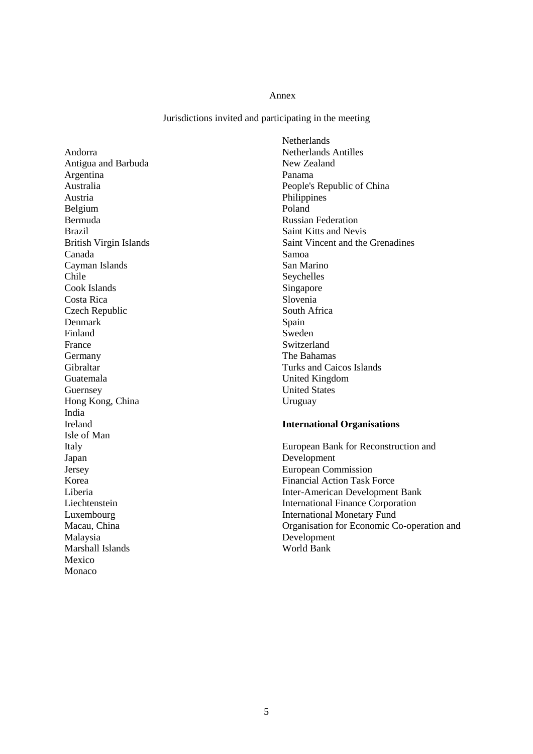Annex

Jurisdictions invited and participating in the meeting

Andorra
Antigua and Barbuda
Argentina
Australia
Austria
Belgium
Bermuda
Brazil
British Virgin Islands
Canada
Cayman Islands
Chile
Cook Islands
Costa Rica
Czech Republic
Denmark
Finland
France
Germany
Gibraltar
Guatemala
Guernsey
Hong Kong, China
India
Ireland
Isle of Man
Italy
Japan
Jersey
Korea
Liberia
Liechtenstein
Luxembourg
Macau, China
Malaysia
Marshall Islands
Mexico
Monaco
Netherlands
Netherlands Antilles
New Zealand
Panama
People's Republic of China
Philippines
Poland
Russian Federation
Saint Kitts and Nevis
Saint Vincent and the Grenadines
Samoa
San Marino
Seychelles
Singapore
Slovenia
South Africa
Spain
Sweden
Switzerland
The Bahamas
Turks and Caicos Islands
United Kingdom
United States
Uruguay

**International Organisations**

European Bank for Reconstruction and Development
European Commission
Financial Action Task Force
Inter-American Development Bank
International Finance Corporation
International Monetary Fund
Organisation for Economic Co-operation and Development
World Bank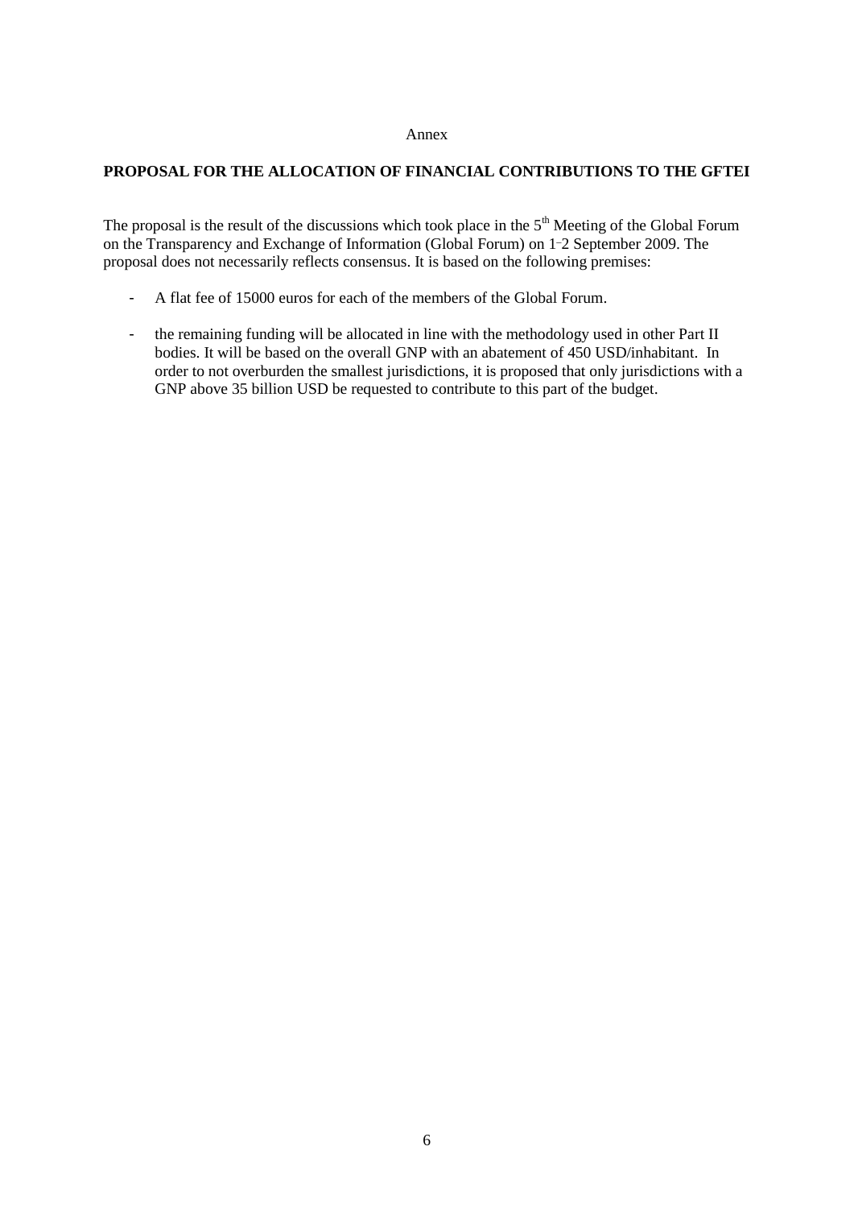Annex

## PROPOSAL FOR THE ALLOCATION OF FINANCIAL CONTRIBUTIONS TO THE GFTEI

The proposal is the result of the discussions which took place in the 5th Meeting of the Global Forum on the Transparency and Exchange of Information (Global Forum) on 1–2 September 2009. The proposal does not necessarily reflects consensus. It is based on the following premises:

- A flat fee of 15000 euros for each of the members of the Global Forum.
- the remaining funding will be allocated in line with the methodology used in other Part II bodies. It will be based on the overall GNP with an abatement of 450 USD/inhabitant. In order to not overburden the smallest jurisdictions, it is proposed that only jurisdictions with a GNP above 35 billion USD be requested to contribute to this part of the budget.